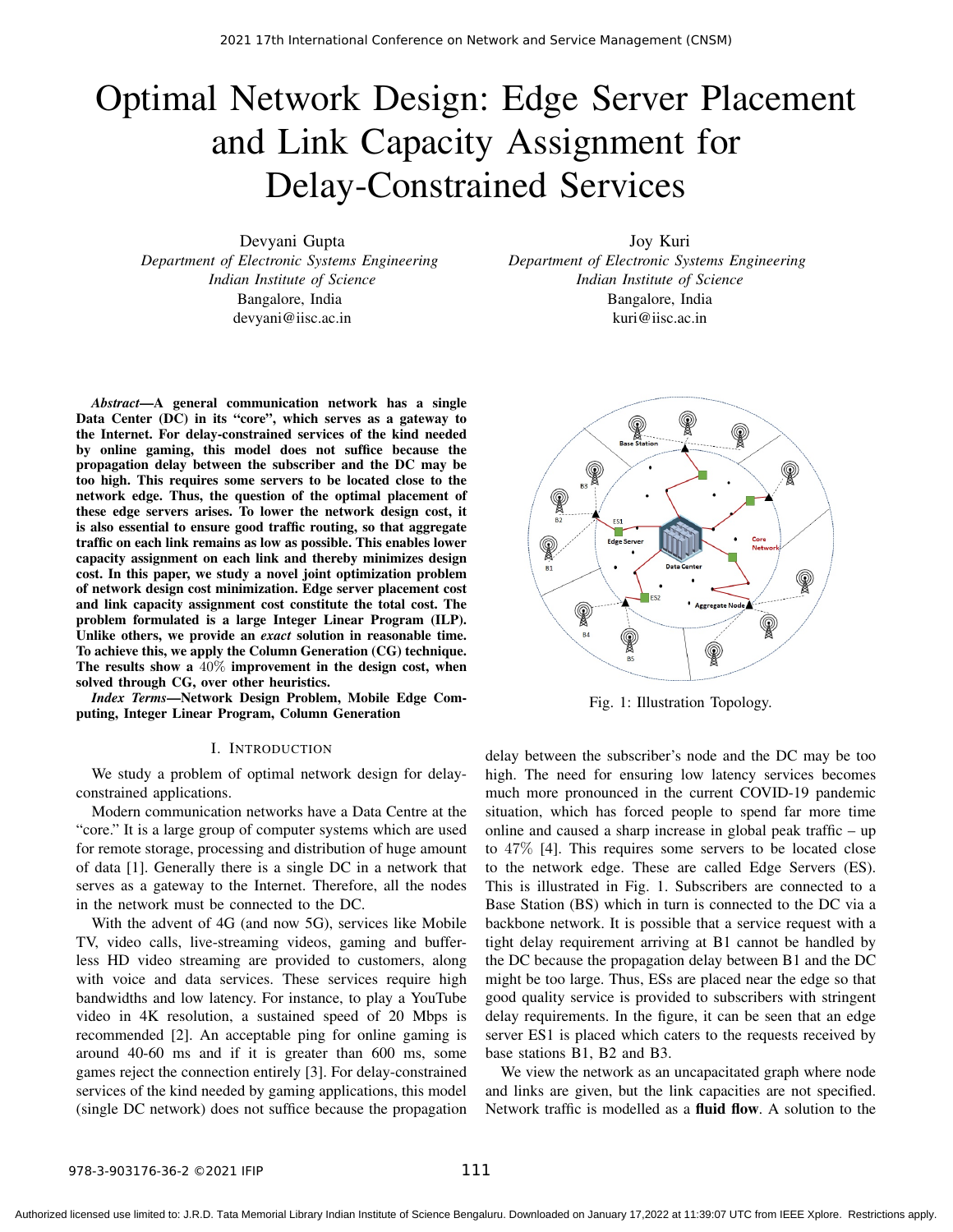# Optimal Network Design: Edge Server Placement and Link Capacity Assignment for Delay-Constrained Services

Devyani Gupta
*Department of Electronic Systems Engineering*
*Indian Institute of Science*
Bangalore, India
devyani@iisc.ac.in

Joy Kuri
*Department of Electronic Systems Engineering*
*Indian Institute of Science*
Bangalore, India
kuri@iisc.ac.in

***Abstract*—A general communication network has a single Data Center (DC) in its "core", which serves as a gateway to the Internet. For delay-constrained services of the kind needed by online gaming, this model does not suffice because the propagation delay between the subscriber and the DC may be too high. This requires some servers to be located close to the network edge. Thus, the question of the optimal placement of these edge servers arises. To lower the network design cost, it is also essential to ensure good traffic routing, so that aggregate traffic on each link remains as low as possible. This enables lower capacity assignment on each link and thereby minimizes design cost. In this paper, we study a novel joint optimization problem of network design cost minimization. Edge server placement cost and link capacity assignment cost constitute the total cost. The problem formulated is a large Integer Linear Program (ILP). Unlike others, we provide an *exact* solution in reasonable time. To achieve this, we apply the Column Generation (CG) technique. The results show a $40\%$ improvement in the design cost, when solved through CG, over other heuristics.**

***Index Terms*—Network Design Problem, Mobile Edge Computing, Integer Linear Program, Column Generation**

## I. Introduction

We study a problem of optimal network design for delay-constrained applications.

Modern communication networks have a Data Centre at the "core." It is a large group of computer systems which are used for remote storage, processing and distribution of huge amount of data [1]. Generally there is a single DC in a network that serves as a gateway to the Internet. Therefore, all the nodes in the network must be connected to the DC.

With the advent of 4G (and now 5G), services like Mobile TV, video calls, live-streaming videos, gaming and bufferless HD video streaming are provided to customers, along with voice and data services. These services require high bandwidths and low latency. For instance, to play a YouTube video in 4K resolution, a sustained speed of 20 Mbps is recommended [2]. An acceptable ping for online gaming is around 40-60 ms and if it is greater than 600 ms, some games reject the connection entirely [3]. For delay-constrained services of the kind needed by gaming applications, this model (single DC network) does not suffice because the propagation delay between the subscriber's node and the DC may be too high. The need for ensuring low latency services becomes much more pronounced in the current COVID-19 pandemic situation, which has forced people to spend far more time online and caused a sharp increase in global peak traffic – up to $47\%$ [4]. This requires some servers to be located close to the network edge. These are called Edge Servers (ES). This is illustrated in Fig. 1. Subscribers are connected to a Base Station (BS) which in turn is connected to the DC via a backbone network. It is possible that a service request with a tight delay requirement arriving at B1 cannot be handled by the DC because the propagation delay between B1 and the DC might be too large. Thus, ESs are placed near the edge so that good quality service is provided to subscribers with stringent delay requirements. In the figure, it can be seen that an edge server ES1 is placed which caters to the requests received by base stations B1, B2 and B3.

Fig. 1: Illustration Topology.

We view the network as an uncapacitated graph where node and links are given, but the link capacities are not specified. Network traffic is modelled as a **fluid flow**. A solution to the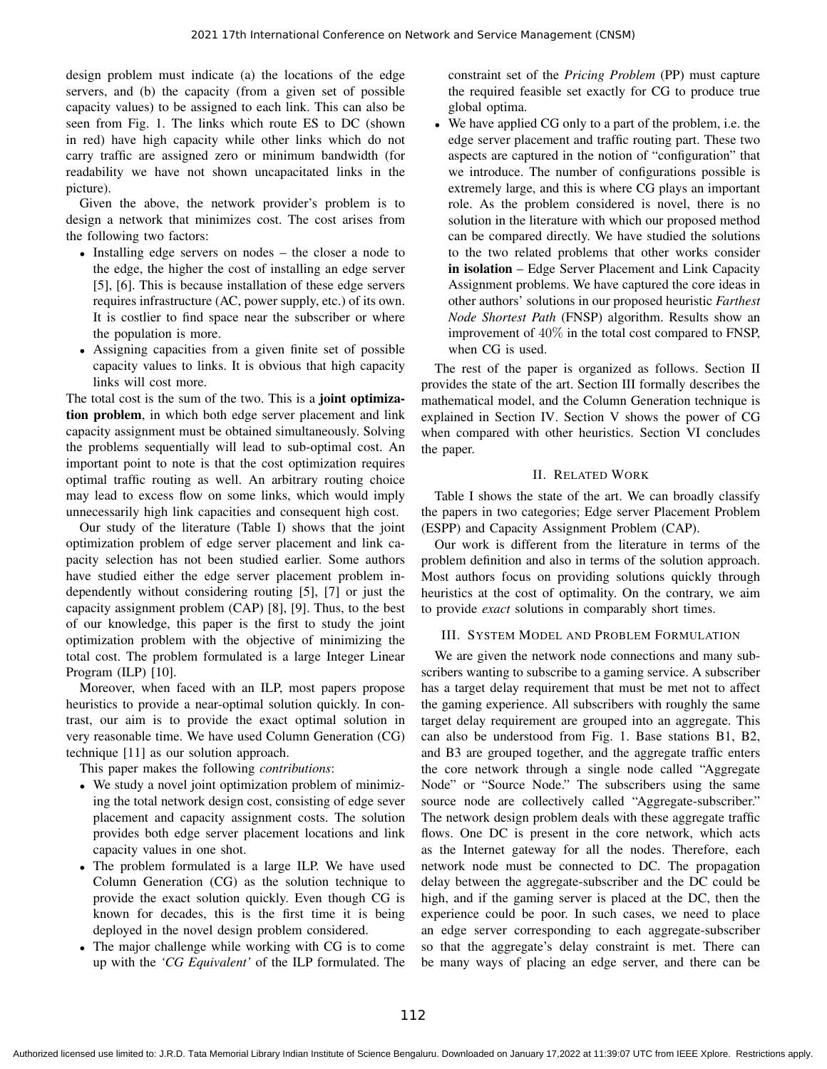design problem must indicate (a) the locations of the edge servers, and (b) the capacity (from a given set of possible capacity values) to be assigned to each link. This can also be seen from Fig. 1. The links which route ES to DC (shown in red) have high capacity while other links which do not carry traffic are assigned zero or minimum bandwidth (for readability we have not shown uncapacitated links in the picture).

Given the above, the network provider's problem is to design a network that minimizes cost. The cost arises from the following two factors:

- Installing edge servers on nodes – the closer a node to the edge, the higher the cost of installing an edge server [5], [6]. This is because installation of these edge servers requires infrastructure (AC, power supply, etc.) of its own. It is costlier to find space near the subscriber or where the population is more.
- Assigning capacities from a given finite set of possible capacity values to links. It is obvious that high capacity links will cost more.

The total cost is the sum of the two. This is a **joint optimization problem**, in which both edge server placement and link capacity assignment must be obtained simultaneously. Solving the problems sequentially will lead to sub-optimal cost. An important point to note is that the cost optimization requires optimal traffic routing as well. An arbitrary routing choice may lead to excess flow on some links, which would imply unnecessarily high link capacities and consequent high cost.

Our study of the literature (Table I) shows that the joint optimization problem of edge server placement and link capacity selection has not been studied earlier. Some authors have studied either the edge server placement problem independently without considering routing [5], [7] or just the capacity assignment problem (CAP) [8], [9]. Thus, to the best of our knowledge, this paper is the first to study the joint optimization problem with the objective of minimizing the total cost. The problem formulated is a large Integer Linear Program (ILP) [10].

Moreover, when faced with an ILP, most papers propose heuristics to provide a near-optimal solution quickly. In contrast, our aim is to provide the exact optimal solution in very reasonable time. We have used Column Generation (CG) technique [11] as our solution approach.

This paper makes the following *contributions*:

- We study a novel joint optimization problem of minimizing the total network design cost, consisting of edge sever placement and capacity assignment costs. The solution provides both edge server placement locations and link capacity values in one shot.
- The problem formulated is a large ILP. We have used Column Generation (CG) as the solution technique to provide the exact solution quickly. Even though CG is known for decades, this is the first time it is being deployed in the novel design problem considered.
- The major challenge while working with CG is to come up with the *'CG Equivalent'* of the ILP formulated. The constraint set of the *Pricing Problem* (PP) must capture the required feasible set exactly for CG to produce true global optima.
- We have applied CG only to a part of the problem, i.e. the edge server placement and traffic routing part. These two aspects are captured in the notion of "configuration" that we introduce. The number of configurations possible is extremely large, and this is where CG plays an important role. As the problem considered is novel, there is no solution in the literature with which our proposed method can be compared directly. We have studied the solutions to the two related problems that other works consider **in isolation** – Edge Server Placement and Link Capacity Assignment problems. We have captured the core ideas in other authors' solutions in our proposed heuristic *Farthest Node Shortest Path* (FNSP) algorithm. Results show an improvement of $40\%$ in the total cost compared to FNSP, when CG is used.

The rest of the paper is organized as follows. Section II provides the state of the art. Section III formally describes the mathematical model, and the Column Generation technique is explained in Section IV. Section V shows the power of CG when compared with other heuristics. Section VI concludes the paper.

## II. Related Work

Table I shows the state of the art. We can broadly classify the papers in two categories; Edge server Placement Problem (ESPP) and Capacity Assignment Problem (CAP).

Our work is different from the literature in terms of the problem definition and also in terms of the solution approach. Most authors focus on providing solutions quickly through heuristics at the cost of optimality. On the contrary, we aim to provide *exact* solutions in comparably short times.

## III. System Model and Problem Formulation

We are given the network node connections and many subscribers wanting to subscribe to a gaming service. A subscriber has a target delay requirement that must be met not to affect the gaming experience. All subscribers with roughly the same target delay requirement are grouped into an aggregate. This can also be understood from Fig. 1. Base stations B1, B2, and B3 are grouped together, and the aggregate traffic enters the core network through a single node called "Aggregate Node" or "Source Node." The subscribers using the same source node are collectively called "Aggregate-subscriber." The network design problem deals with these aggregate traffic flows. One DC is present in the core network, which acts as the Internet gateway for all the nodes. Therefore, each network node must be connected to DC. The propagation delay between the aggregate-subscriber and the DC could be high, and if the gaming server is placed at the DC, then the experience could be poor. In such cases, we need to place an edge server corresponding to each aggregate-subscriber so that the aggregate's delay constraint is met. There can be many ways of placing an edge server, and there can be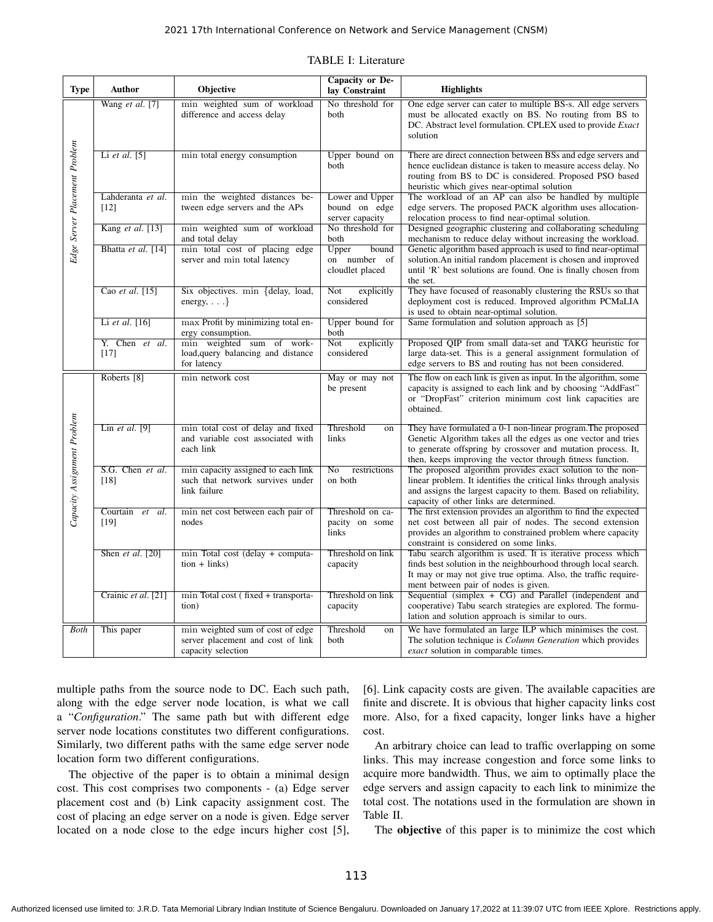TABLE I: Literature

| Type | Author | Objective | Capacity or Delay Constraint | Highlights |
|---|---|---|---|---|
| *Edge Server Placement Problem* | Wang *et al*. [7] | min weighted sum of workload difference and access delay | No threshold for both | One edge server can cater to multiple BS-s. All edge servers must be allocated exactly on BS. No routing from BS to DC. Abstract level formulation. CPLEX used to provide *Exact* solution |
| | Li *et al*. [5] | min total energy consumption | Upper bound on both | There are direct connection between BSs and edge servers and hence euclidean distance is taken to measure access delay. No routing from BS to DC is considered. Proposed PSO based heuristic which gives near-optimal solution |
| | Lahderanta *et al*. [12] | min the weighted distances between edge servers and the APs | Lower and Upper bound on edge server capacity | The workload of an AP can also be handled by multiple edge servers. The proposed PACK algorithm uses allocation-relocation process to find near-optimal solution. |
| | Kang *et al*. [13] | min weighted sum of workload and total delay | No threshold for both | Designed geographic clustering and collaborating scheduling mechanism to reduce delay without increasing the workload. |
| | Bhatta *et al*. [14] | min total cost of placing edge server and min total latency | Upper bound on number of cloudlet placed | Genetic algorithm based approach is used to find near-optimal solution.An initial random placement is chosen and improved until 'R' best solutions are found. One is finally chosen from the set. |
| | Cao *et al*. [15] | Six objectives. min {delay, load, energy, . . .} | Not explicitly considered | They have focused of reasonably clustering the RSUs so that deployment cost is reduced. Improved algorithm PCMaLIA is used to obtain near-optimal solution. |
| | Li *et al*. [16] | max Profit by minimizing total energy consumption. | Upper bound for both | Same formulation and solution approach as [5] |
| | Y. Chen *et al*. [17] | min weighted sum of workload,query balancing and distance for latency | Not explicitly considered | Proposed QIP from small data-set and TAKG heuristic for large data-set. This is a general assignment formulation of edge servers to BS and routing has not been considered. |
| *Capacity Assignment Problem* | Roberts [8] | min network cost | May or may not be present | The flow on each link is given as input. In the algorithm, some capacity is assigned to each link and by choosing "AddFast" or "DropFast" criterion minimum cost link capacities are obtained. |
| | Lin *et al*. [9] | min total cost of delay and fixed and variable cost associated with each link | Threshold on links | They have formulated a 0-1 non-linear program.The proposed Genetic Algorithm takes all the edges as one vector and tries to generate offspring by crossover and mutation process. It, then, keeps improving the vector through fitness function. |
| | S.G. Chen *et al*. [18] | min capacity assigned to each link such that network survives under link failure | No restrictions on both | The proposed algorithm provides exact solution to the non-linear problem. It identifies the critical links through analysis and assigns the largest capacity to them. Based on reliability, capacity of other links are determined. |
| | Courtain *et al*. [19] | min net cost between each pair of nodes | Threshold on capacity on some links | The first extension provides an algorithm to find the expected net cost between all pair of nodes. The second extension provides an algorithm to constrained problem where capacity constraint is considered on some links. |
| | Shen *et al*. [20] | min Total cost (delay + computation + links) | Threshold on link capacity | Tabu search algorithm is used. It is iterative process which finds best solution in the neighbourhood through local search. It may or may not give true optima. Also, the traffic requirement between pair of nodes is given. |
| | Crainic *et al*. [21] | min Total cost ( fixed + transportation) | Threshold on link capacity | Sequential (simplex + CG) and Parallel (independent and cooperative) Tabu search strategies are explored. The formulation and solution approach is similar to ours. |
| *Both* | This paper | min weighted sum of cost of edge server placement and cost of link capacity selection | Threshold on both | We have formulated an large ILP which minimises the cost. The solution technique is *Column Generation* which provides *exact* solution in comparable times. |

multiple paths from the source node to DC. Each such path, along with the edge server node location, is what we call a "*Configuration*." The same path but with different edge server node locations constitutes two different configurations. Similarly, two different paths with the same edge server node location form two different configurations.

The objective of the paper is to obtain a minimal design cost. This cost comprises two components - (a) Edge server placement cost and (b) Link capacity assignment cost. The cost of placing an edge server on a node is given. Edge server located on a node close to the edge incurs higher cost [5], [6]. Link capacity costs are given. The available capacities are finite and discrete. It is obvious that higher capacity links cost more. Also, for a fixed capacity, longer links have a higher cost.

An arbitrary choice can lead to traffic overlapping on some links. This may increase congestion and force some links to acquire more bandwidth. Thus, we aim to optimally place the edge servers and assign capacity to each link to minimize the total cost. The notations used in the formulation are shown in Table II.

The **objective** of this paper is to minimize the cost which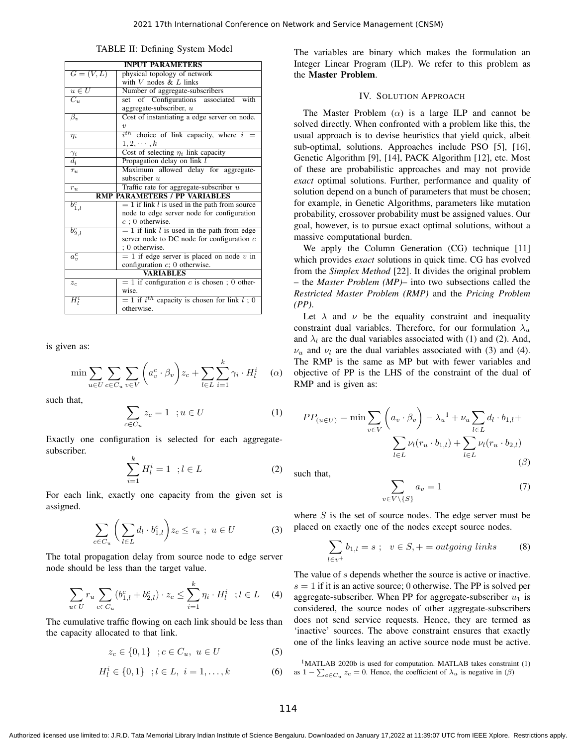TABLE II: Defining System Model

| INPUT PARAMETERS | |
|---|---|
| $G = (V, L)$ | physical topology of network with $V$ nodes & $L$ links |
| $u \in U$ | Number of aggregate-subscribers |
| $C_u$ | set of Configurations associated with aggregate-subscriber, $u$ |
| $\beta_v$ | Cost of instantiating a edge server on node. $v$ |
| $\eta_i$ | $i^{th}$ choice of link capacity, where $i = 1, 2, \cdots, k$ |
| $\gamma_i$ | Cost of selecting $\eta_i$ link capacity |
| $d_l$ | Propagation delay on link $l$ |
| $\tau_u$ | Maximum allowed delay for aggregate-subscriber $u$ |
| $r_u$ | Traffic rate for aggregate-subscriber $u$ |
| **RMP PARAMETERS / PP VARIABLES** | |
| $b^c_{1,l}$ | $= 1$ if link $l$ is used in the path from source node to edge server node for configuration $c$ ; 0 otherwise. |
| $b^c_{2,l}$ | $= 1$ if link $l$ is used in the path from edge server node to DC node for configuration $c$ ; 0 otherwise. |
| $a^c_v$ | $= 1$ if edge server is placed on node $v$ in configuration $c$; 0 otherwise. |
| **VARIABLES** | |
| $z_c$ | $= 1$ if configuration $c$ is chosen ; 0 otherwise. |
| $H^i_l$ | $= 1$ if $i^{th}$ capacity is chosen for link $l$ ; 0 otherwise. |

is given as:

$$\min \sum_{u \in U} \sum_{c \in C_u} \sum_{v \in V} \left( a^c_v \cdot \beta_v \right) z_c + \sum_{l \in L} \sum_{i=1}^{k} \gamma_i \cdot H^i_l \qquad (\alpha)$$

such that,

$$\sum_{c \in C_u} z_c = 1 \quad ; u \in U \qquad (1)$$

Exactly one configuration is selected for each aggregate-subscriber.

$$\sum_{i=1}^{k} H^i_l = 1 \quad ; l \in L \qquad (2)$$

For each link, exactly one capacity from the given set is assigned.

$$\sum_{c \in C_u} \left( \sum_{l \in L} d_l \cdot b^c_{1,l} \right) z_c \leq \tau_u \ ; \ u \in U \qquad (3)$$

The total propagation delay from source node to edge server node should be less than the target value.

$$\sum_{u \in U} r_u \sum_{c \in C_u} (b^c_{1,l} + b^c_{2,l}) \cdot z_c \leq \sum_{i=1}^{k} \eta_i \cdot H^i_l \quad ; l \in L \qquad (4)$$

The cumulative traffic flowing on each link should be less than the capacity allocated to that link.

$$z_c \in \{0, 1\} \quad ; c \in C_u, \ u \in U \qquad (5)$$

$$H^i_l \in \{0, 1\} \quad ; l \in L, \ i = 1, \ldots, k \qquad (6)$$

The variables are binary which makes the formulation an Integer Linear Program (ILP). We refer to this problem as the **Master Problem**.

## IV. Solution Approach

The Master Problem ($\alpha$) is a large ILP and cannot be solved directly. When confronted with a problem like this, the usual approach is to devise heuristics that yield quick, albeit sub-optimal, solutions. Approaches include PSO [5], [16], Genetic Algorithm [9], [14], PACK Algorithm [12], etc. Most of these are probabilistic approaches and may not provide *exact* optimal solutions. Further, performance and quality of solution depend on a bunch of parameters that must be chosen; for example, in Genetic Algorithms, parameters like mutation probability, crossover probability must be assigned values. Our goal, however, is to pursue exact optimal solutions, without a massive computational burden.

We apply the Column Generation (CG) technique [11] which provides *exact* solutions in quick time. CG has evolved from the *Simplex Method* [22]. It divides the original problem – the *Master Problem (MP)*– into two subsections called the *Restricted Master Problem (RMP)* and the *Pricing Problem (PP)*.

Let $\lambda$ and $\nu$ be the equality constraint and inequality constraint dual variables. Therefore, for our formulation $\lambda_u$ and $\lambda_l$ are the dual variables associated with (1) and (2). And, $\nu_u$ and $\nu_l$ are the dual variables associated with (3) and (4). The RMP is the same as MP but with fewer variables and objective of PP is the LHS of the constraint of the dual of RMP and is given as:

$$PP_{(u \in U)} = \min \sum_{v \in V} \left( a_v \cdot \beta_v \right) - \lambda_u{}^1 + \nu_u \sum_{l \in L} d_l \cdot b_{1,l} + \sum_{l \in L} \nu_l (r_u \cdot b_{1,l}) + \sum_{l \in L} \nu_l (r_u \cdot b_{2,l}) \qquad (\beta)$$

such that,

$$\sum_{v \in V \setminus \{S\}} a_v = 1 \qquad (7)$$

where $S$ is the set of source nodes. The edge server must be placed on exactly one of the nodes except source nodes.

$$\sum_{l \in v^+} b_{1,l} = s \ ; \quad v \in S, + = outgoing\ links \qquad (8)$$

The value of $s$ depends whether the source is active or inactive. $s = 1$ if it is an active source; 0 otherwise. The PP is solved per aggregate-subscriber. When PP for aggregate-subscriber $u_1$ is considered, the source nodes of other aggregate-subscribers does not send service requests. Hence, they are termed as 'inactive' sources. The above constraint ensures that exactly one of the links leaving an active source node must be active.

[1] MATLAB 2020b is used for computation. MATLAB takes constraint (1) as $1 - \sum_{c \in C_u} z_c = 0$. Hence, the coefficient of $\lambda_u$ is negative in ($\beta$)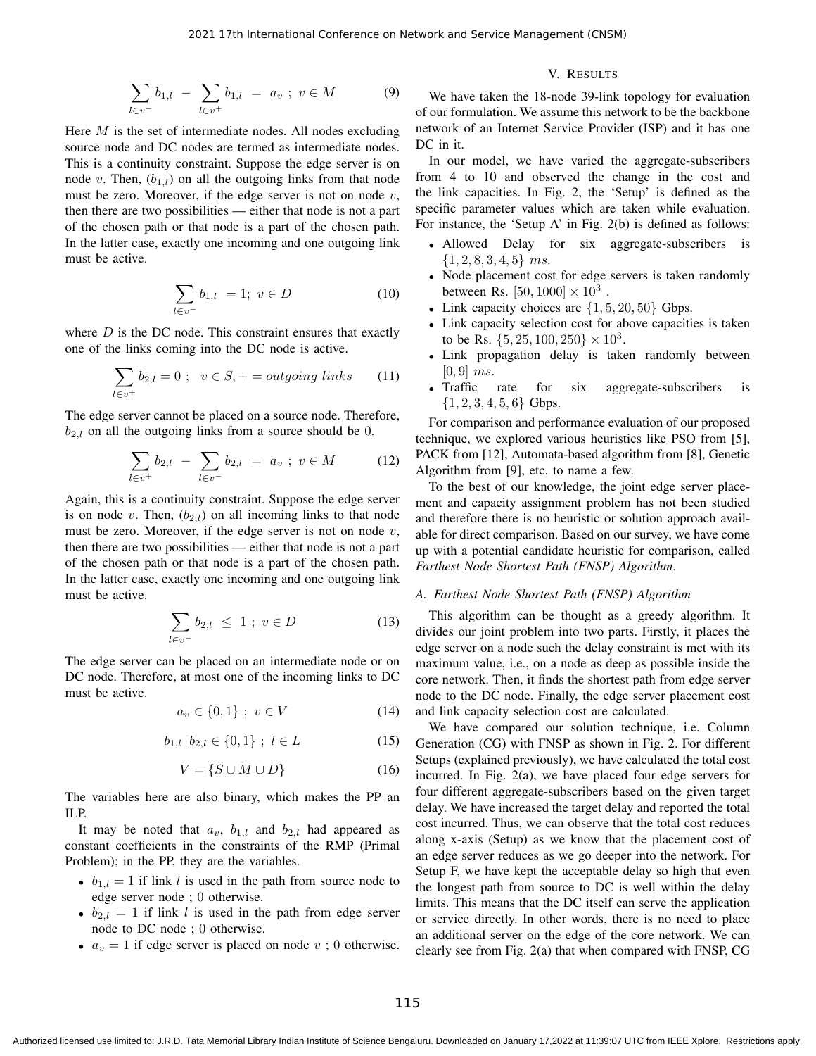$$\sum_{l \in v^-} b_{1,l} \ - \ \sum_{l \in v^+} b_{1,l} \ = \ a_v \ ; \ v \in M \tag{9}$$

Here $M$ is the set of intermediate nodes. All nodes excluding source node and DC nodes are termed as intermediate nodes. This is a continuity constraint. Suppose the edge server is on node $v$. Then, ($b_{1,l}$) on all the outgoing links from that node must be zero. Moreover, if the edge server is not on node $v$, then there are two possibilities — either that node is not a part of the chosen path or that node is a part of the chosen path. In the latter case, exactly one incoming and one outgoing link must be active.

$$\sum_{l \in v^-} b_{1,l} \ = 1; \ v \in D \tag{10}$$

where $D$ is the DC node. This constraint ensures that exactly one of the links coming into the DC node is active.

$$\sum_{l \in v^+} b_{2,l} = 0 \ ; \quad v \in S, + = outgoing\ links \tag{11}$$

The edge server cannot be placed on a source node. Therefore, $b_{2,l}$ on all the outgoing links from a source should be 0.

$$\sum_{l \in v^+} b_{2,l} \ - \ \sum_{l \in v^-} b_{2,l} \ = \ a_v \ ; \ v \in M \tag{12}$$

Again, this is a continuity constraint. Suppose the edge server is on node $v$. Then, ($b_{2,l}$) on all incoming links to that node must be zero. Moreover, if the edge server is not on node $v$, then there are two possibilities — either that node is not a part of the chosen path or that node is a part of the chosen path. In the latter case, exactly one incoming and one outgoing link must be active.

$$\sum_{l \in v^-} b_{2,l} \ \leq \ 1 \ ; \ v \in D \tag{13}$$

The edge server can be placed on an intermediate node or on DC node. Therefore, at most one of the incoming links to DC must be active.

$$a_v \in \{0, 1\} \ ; \ v \in V \tag{14}$$

$$b_{1,l} \ \ b_{2,l} \in \{0, 1\} \ ; \ l \in L \tag{15}$$

$$V = \{S \cup M \cup D\} \tag{16}$$

The variables here are also binary, which makes the PP an ILP.

It may be noted that $a_v$, $b_{1,l}$ and $b_{2,l}$ had appeared as constant coefficients in the constraints of the RMP (Primal Problem); in the PP, they are the variables.

- $b_{1,l} = 1$ if link $l$ is used in the path from source node to edge server node ; 0 otherwise.
- $b_{2,l} = 1$ if link $l$ is used in the path from edge server node to DC node ; 0 otherwise.
- $a_v = 1$ if edge server is placed on node $v$ ; 0 otherwise.

## V. Results

We have taken the 18-node 39-link topology for evaluation of our formulation. We assume this network to be the backbone network of an Internet Service Provider (ISP) and it has one DC in it.

In our model, we have varied the aggregate-subscribers from 4 to 10 and observed the change in the cost and the link capacities. In Fig. 2, the 'Setup' is defined as the specific parameter values which are taken while evaluation. For instance, the 'Setup A' in Fig. 2(b) is defined as follows:

- Allowed Delay for six aggregate-subscribers is $\{1, 2, 8, 3, 4, 5\}$ $ms$.
- Node placement cost for edge servers is taken randomly between Rs. $[50, 1000] \times 10^3$ .
- Link capacity choices are $\{1, 5, 20, 50\}$ Gbps.
- Link capacity selection cost for above capacities is taken to be Rs. $\{5, 25, 100, 250\} \times 10^3$.
- Link propagation delay is taken randomly between $[0, 9]$ $ms$.
- Traffic rate for six aggregate-subscribers is $\{1, 2, 3, 4, 5, 6\}$ Gbps.

For comparison and performance evaluation of our proposed technique, we explored various heuristics like PSO from [5], PACK from [12], Automata-based algorithm from [8], Genetic Algorithm from [9], etc. to name a few.

To the best of our knowledge, the joint edge server placement and capacity assignment problem has not been studied and therefore there is no heuristic or solution approach available for direct comparison. Based on our survey, we have come up with a potential candidate heuristic for comparison, called *Farthest Node Shortest Path (FNSP) Algorithm*.

### A. Farthest Node Shortest Path (FNSP) Algorithm

This algorithm can be thought as a greedy algorithm. It divides our joint problem into two parts. Firstly, it places the edge server on a node such the delay constraint is met with its maximum value, i.e., on a node as deep as possible inside the core network. Then, it finds the shortest path from edge server node to the DC node. Finally, the edge server placement cost and link capacity selection cost are calculated.

We have compared our solution technique, i.e. Column Generation (CG) with FNSP as shown in Fig. 2. For different Setups (explained previously), we have calculated the total cost incurred. In Fig. 2(a), we have placed four edge servers for four different aggregate-subscribers based on the given target delay. We have increased the target delay and reported the total cost incurred. Thus, we can observe that the total cost reduces along x-axis (Setup) as we know that the placement cost of an edge server reduces as we go deeper into the network. For Setup F, we have kept the acceptable delay so high that even the longest path from source to DC is well within the delay limits. This means that the DC itself can serve the application or service directly. In other words, there is no need to place an additional server on the edge of the core network. We can clearly see from Fig. 2(a) that when compared with FNSP, CG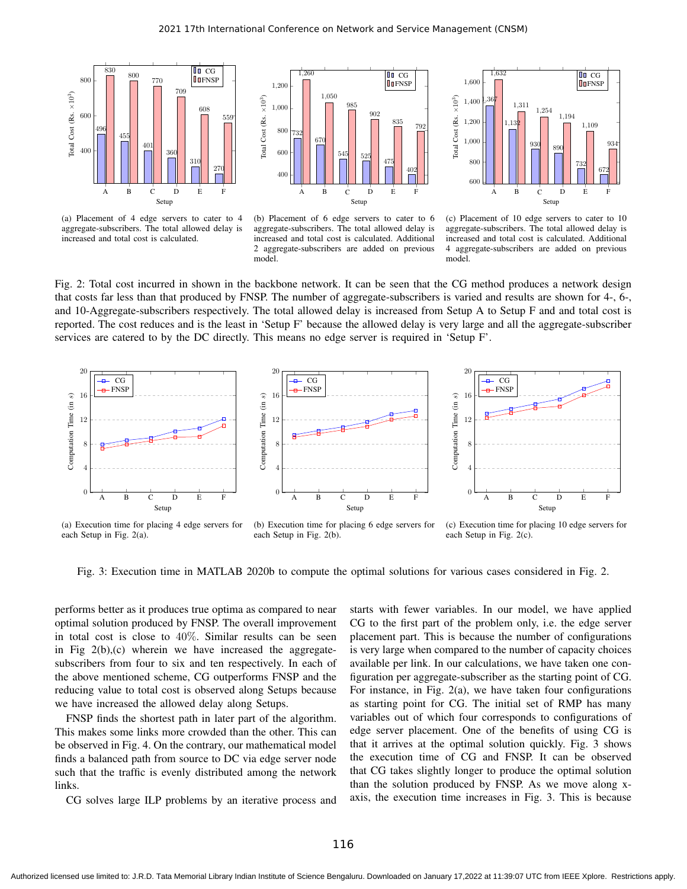(a) Placement of 4 edge servers to cater to 4 aggregate-subscribers. The total allowed delay is increased and total cost is calculated.

(b) Placement of 6 edge servers to cater to 6 aggregate-subscribers. The total allowed delay is increased and total cost is calculated. Additional 2 aggregate-subscribers are added on previous model.

(c) Placement of 10 edge servers to cater to 10 aggregate-subscribers. The total allowed delay is increased and total cost is calculated. Additional 4 aggregate-subscribers are added on previous model.

Fig. 2: Total cost incurred in shown in the backbone network. It can be seen that the CG method produces a network design that costs far less than that produced by FNSP. The number of aggregate-subscribers is varied and results are shown for 4-, 6-, and 10-Aggregate-subscribers respectively. The total allowed delay is increased from Setup A to Setup F and and total cost is reported. The cost reduces and is the least in 'Setup F' because the allowed delay is very large and all the aggregate-subscriber services are catered to by the DC directly. This means no edge server is required in 'Setup F'.

(a) Execution time for placing 4 edge servers for each Setup in Fig. 2(a).

(b) Execution time for placing 6 edge servers for each Setup in Fig. 2(b).

(c) Execution time for placing 10 edge servers for each Setup in Fig. 2(c).

Fig. 3: Execution time in MATLAB 2020b to compute the optimal solutions for various cases considered in Fig. 2.

performs better as it produces true optima as compared to near optimal solution produced by FNSP. The overall improvement in total cost is close to $40\%$. Similar results can be seen in Fig 2(b),(c) wherein we have increased the aggregate-subscribers from four to six and ten respectively. In each of the above mentioned scheme, CG outperforms FNSP and the reducing value to total cost is observed along Setups because we have increased the allowed delay along Setups.

FNSP finds the shortest path in later part of the algorithm. This makes some links more crowded than the other. This can be observed in Fig. 4. On the contrary, our mathematical model finds a balanced path from source to DC via edge server node such that the traffic is evenly distributed among the network links.

CG solves large ILP problems by an iterative process and starts with fewer variables. In our model, we have applied CG to the first part of the problem only, i.e. the edge server placement part. This is because the number of configurations is very large when compared to the number of capacity choices available per link. In our calculations, we have taken one configuration per aggregate-subscriber as the starting point of CG. For instance, in Fig. 2(a), we have taken four configurations as starting point for CG. The initial set of RMP has many variables out of which four corresponds to configurations of edge server placement. One of the benefits of using CG is that it arrives at the optimal solution quickly. Fig. 3 shows the execution time of CG and FNSP. It can be observed that CG takes slightly longer to produce the optimal solution than the solution produced by FNSP. As we move along x-axis, the execution time increases in Fig. 3. This is because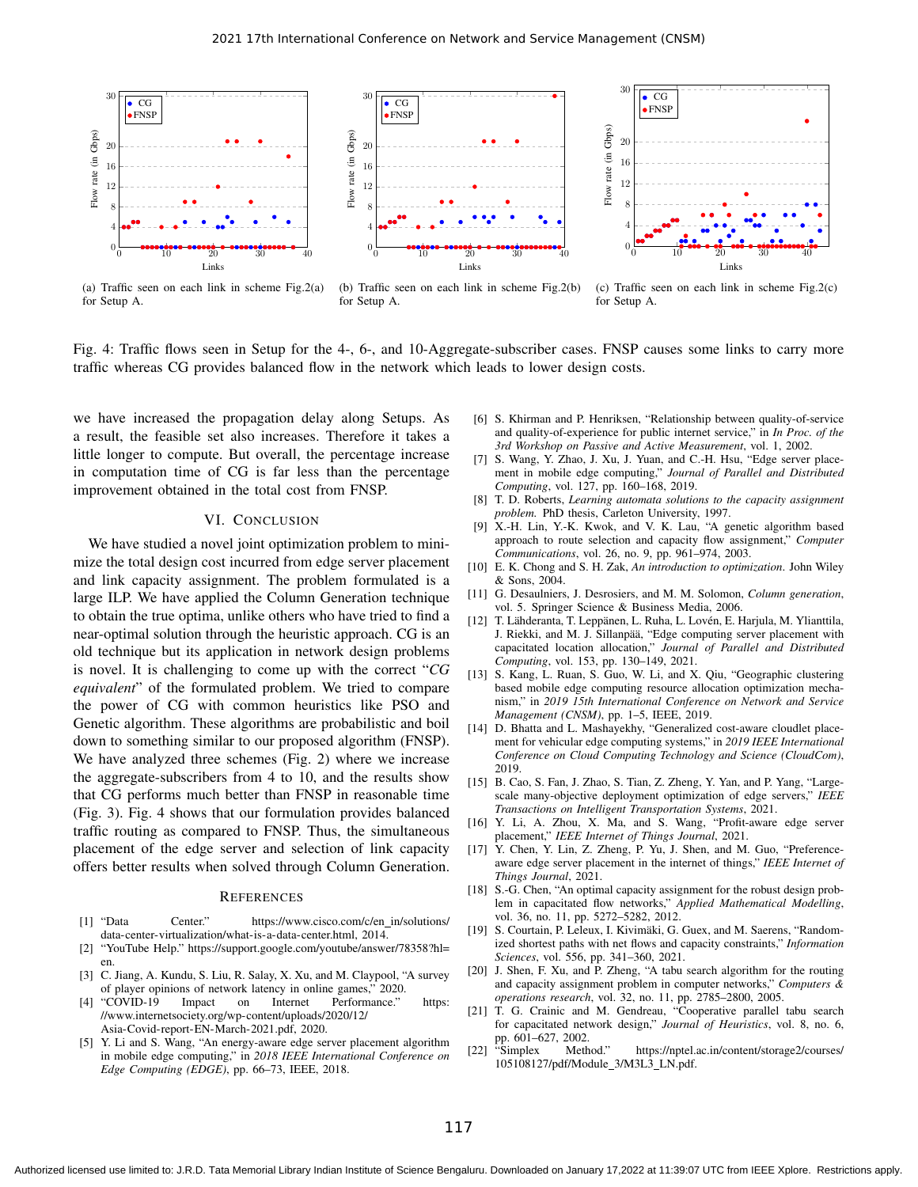30
CG
FNSP
Flow rate (in Gbps)
20
16
12
8
4
0
0
10
20
30
40
Links

(a) Traffic seen on each link in scheme Fig.2(a) for Setup A.

30
CG
FNSP
Flow rate (in Gbps)
20
16
12
8
4
0
0
10
20
30
40
Links

(b) Traffic seen on each link in scheme Fig.2(b) for Setup A.

30
CG
FNSP
Flow rate (in Gbps)
20
16
12
8
4
0
0
10
20
30
40
Links

(c) Traffic seen on each link in scheme Fig.2(c) for Setup A.

Fig. 4: Traffic flows seen in Setup for the 4-, 6-, and 10-Aggregate-subscriber cases. FNSP causes some links to carry more traffic whereas CG provides balanced flow in the network which leads to lower design costs.

we have increased the propagation delay along Setups. As a result, the feasible set also increases. Therefore it takes a little longer to compute. But overall, the percentage increase in computation time of CG is far less than the percentage improvement obtained in the total cost from FNSP.

## VI. Conclusion

We have studied a novel joint optimization problem to minimize the total design cost incurred from edge server placement and link capacity assignment. The problem formulated is a large ILP. We have applied the Column Generation technique to obtain the true optima, unlike others who have tried to find a near-optimal solution through the heuristic approach. CG is an old technique but its application in network design problems is novel. It is challenging to come up with the correct "*CG equivalent*" of the formulated problem. We tried to compare the power of CG with common heuristics like PSO and Genetic algorithm. These algorithms are probabilistic and boil down to something similar to our proposed algorithm (FNSP). We have analyzed three schemes (Fig. 2) where we increase the aggregate-subscribers from 4 to 10, and the results show that CG performs much better than FNSP in reasonable time (Fig. 3). Fig. 4 shows that our formulation provides balanced traffic routing as compared to FNSP. Thus, the simultaneous placement of the edge server and selection of link capacity offers better results when solved through Column Generation.

## References

[1] "Data Center." https://www.cisco.com/c/en_in/solutions/data-center-virtualization/what-is-a-data-center.html, 2014.

[2] "YouTube Help." https://support.google.com/youtube/answer/78358?hl=en.

[3] C. Jiang, A. Kundu, S. Liu, R. Salay, X. Xu, and M. Claypool, "A survey of player opinions of network latency in online games," 2020.

[4] "COVID-19 Impact on Internet Performance." https://www.internetsociety.org/wp-content/uploads/2020/12/Asia-Covid-report-EN-March-2021.pdf, 2020.

[5] Y. Li and S. Wang, "An energy-aware edge server placement algorithm in mobile edge computing," in *2018 IEEE International Conference on Edge Computing (EDGE)*, pp. 66–73, IEEE, 2018.

[6] S. Khirman and P. Henriksen, "Relationship between quality-of-service and quality-of-experience for public internet service," in *In Proc. of the 3rd Workshop on Passive and Active Measurement*, vol. 1, 2002.

[7] S. Wang, Y. Zhao, J. Xu, J. Yuan, and C.-H. Hsu, "Edge server placement in mobile edge computing," *Journal of Parallel and Distributed Computing*, vol. 127, pp. 160–168, 2019.

[8] T. D. Roberts, *Learning automata solutions to the capacity assignment problem.* PhD thesis, Carleton University, 1997.

[9] X.-H. Lin, Y.-K. Kwok, and V. K. Lau, "A genetic algorithm based approach to route selection and capacity flow assignment," *Computer Communications*, vol. 26, no. 9, pp. 961–974, 2003.

[10] E. K. Chong and S. H. Zak, *An introduction to optimization*. John Wiley & Sons, 2004.

[11] G. Desaulniers, J. Desrosiers, and M. M. Solomon, *Column generation*, vol. 5. Springer Science & Business Media, 2006.

[12] T. Lähderanta, T. Leppänen, L. Ruha, L. Lovén, E. Harjula, M. Ylianttila, J. Riekki, and M. J. Sillanpää, "Edge computing server placement with capacitated location allocation," *Journal of Parallel and Distributed Computing*, vol. 153, pp. 130–149, 2021.

[13] S. Kang, L. Ruan, S. Guo, W. Li, and X. Qiu, "Geographic clustering based mobile edge computing resource allocation optimization mechanism," in *2019 15th International Conference on Network and Service Management (CNSM)*, pp. 1–5, IEEE, 2019.

[14] D. Bhatta and L. Mashayekhy, "Generalized cost-aware cloudlet placement for vehicular edge computing systems," in *2019 IEEE International Conference on Cloud Computing Technology and Science (CloudCom)*, 2019.

[15] B. Cao, S. Fan, J. Zhao, S. Tian, Z. Zheng, Y. Yan, and P. Yang, "Large-scale many-objective deployment optimization of edge servers," *IEEE Transactions on Intelligent Transportation Systems*, 2021.

[16] Y. Li, A. Zhou, X. Ma, and S. Wang, "Profit-aware edge server placement," *IEEE Internet of Things Journal*, 2021.

[17] Y. Chen, Y. Lin, Z. Zheng, P. Yu, J. Shen, and M. Guo, "Preference-aware edge server placement in the internet of things," *IEEE Internet of Things Journal*, 2021.

[18] S.-G. Chen, "An optimal capacity assignment for the robust design problem in capacitated flow networks," *Applied Mathematical Modelling*, vol. 36, no. 11, pp. 5272–5282, 2012.

[19] S. Courtain, P. Leleux, I. Kivimäki, G. Guex, and M. Saerens, "Randomized shortest paths with net flows and capacity constraints," *Information Sciences*, vol. 556, pp. 341–360, 2021.

[20] J. Shen, F. Xu, and P. Zheng, "A tabu search algorithm for the routing and capacity assignment problem in computer networks," *Computers & operations research*, vol. 32, no. 11, pp. 2785–2800, 2005.

[21] T. G. Crainic and M. Gendreau, "Cooperative parallel tabu search for capacitated network design," *Journal of Heuristics*, vol. 8, no. 6, pp. 601–627, 2002.

[22] "Simplex Method." https://nptel.ac.in/content/storage2/courses/105108127/pdf/Module_3/M3L3_LN.pdf.